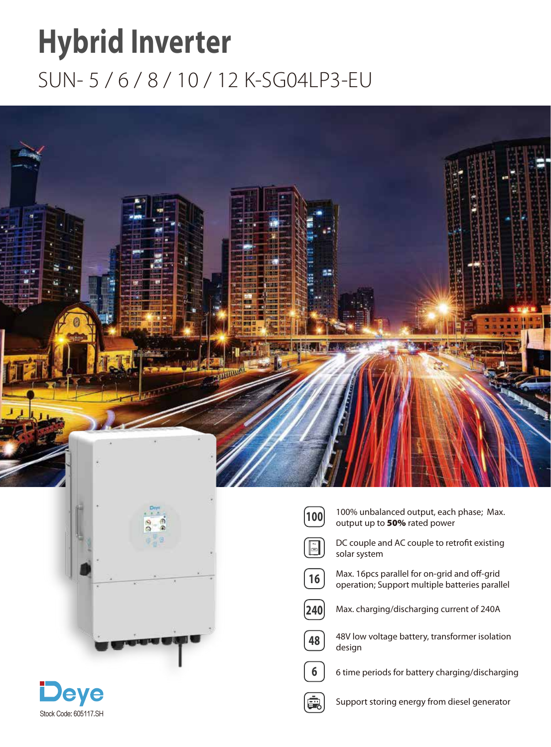# Hybrid Inverter

## SUN- 5 / 6 / 8 / 10 / 12 K-SG04LP3-EU

- **100** — 100% unbalanced output, each phase; Max. output up to **50%** rated power
- DC couple and AC couple to retrofit existing solar system
- **16** — Max. 16pcs parallel for on-grid and off-grid operation; Support multiple batteries parallel
- **240** — Max. charging/discharging current of 240A
- **48** — 48V low voltage battery, transformer isolation design
- **6** — 6 time periods for battery charging/discharging
- Support storing energy from diesel generator

Deye

Stock Code: 605117.SH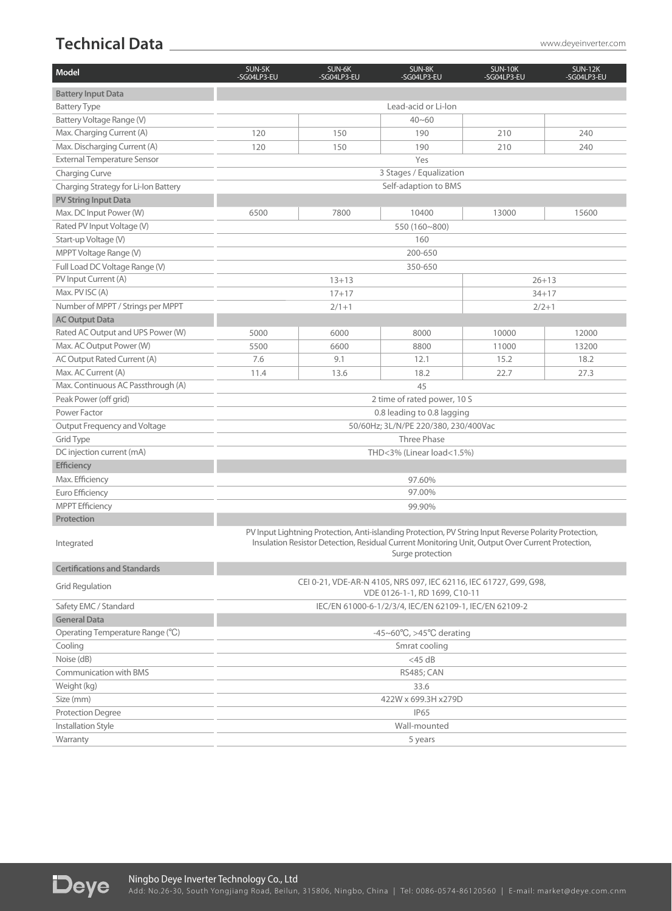# Technical Data

www.deyeinverter.com

| Model | SUN-5K -SG04LP3-EU | SUN-6K -SG04LP3-EU | SUN-8K -SG04LP3-EU | SUN-10K -SG04LP3-EU | SUN-12K -SG04LP3-EU |
|---|---|---|---|---|---|
| **Battery Input Data** | | | | | |
| Battery Type | Lead-acid or Li-Ion | | | | |
| Battery Voltage Range (V) | | | 40~60 | | |
| Max. Charging Current (A) | 120 | 150 | 190 | 210 | 240 |
| Max. Discharging Current (A) | 120 | 150 | 190 | 210 | 240 |
| External Temperature Sensor | Yes | | | | |
| Charging Curve | 3 Stages / Equalization | | | | |
| Charging Strategy for Li-Ion Battery | Self-adaption to BMS | | | | |
| **PV String Input Data** | | | | | |
| Max. DC Input Power (W) | 6500 | 7800 | 10400 | 13000 | 15600 |
| Rated PV Input Voltage (V) | 550 (160~800) | | | | |
| Start-up Voltage (V) | 160 | | | | |
| MPPT Voltage Range (V) | 200-650 | | | | |
| Full Load DC Voltage Range (V) | 350-650 | | | | |
| PV Input Current (A) | 13+13 | | | 26+13 | |
| Max. PV ISC (A) | 17+17 | | | 34+17 | |
| Number of MPPT / Strings per MPPT | 2/1+1 | | | 2/2+1 | |
| **AC Output Data** | | | | | |
| Rated AC Output and UPS Power (W) | 5000 | 6000 | 8000 | 10000 | 12000 |
| Max. AC Output Power (W) | 5500 | 6600 | 8800 | 11000 | 13200 |
| AC Output Rated Current (A) | 7.6 | 9.1 | 12.1 | 15.2 | 18.2 |
| Max. AC Current (A) | 11.4 | 13.6 | 18.2 | 22.7 | 27.3 |
| Max. Continuous AC Passthrough (A) | 45 | | | | |
| Peak Power (off grid) | 2 time of rated power, 10 S | | | | |
| Power Factor | 0.8 leading to 0.8 lagging | | | | |
| Output Frequency and Voltage | 50/60Hz; 3L/N/PE 220/380, 230/400Vac | | | | |
| Grid Type | Three Phase | | | | |
| DC injection current (mA) | THD<3% (Linear load<1.5%) | | | | |
| **Efficiency** | | | | | |
| Max. Efficiency | 97.60% | | | | |
| Euro Efficiency | 97.00% | | | | |
| MPPT Efficiency | 99.90% | | | | |
| **Protection** | | | | | |
| Integrated | PV Input Lightning Protection, Anti-islanding Protection, PV String Input Reverse Polarity Protection, Insulation Resistor Detection, Residual Current Monitoring Unit, Output Over Current Protection, Surge protection | | | | |
| **Certifications and Standards** | | | | | |
| Grid Regulation | CEI 0-21, VDE-AR-N 4105, NRS 097, IEC 62116, IEC 61727, G99, G98, VDE 0126-1-1, RD 1699, C10-11 | | | | |
| Safety EMC / Standard | IEC/EN 61000-6-1/2/3/4, IEC/EN 62109-1, IEC/EN 62109-2 | | | | |
| **General Data** | | | | | |
| Operating Temperature Range (℃) | -45~60℃, >45℃ derating | | | | |
| Cooling | Smrat cooling | | | | |
| Noise (dB) | <45 dB | | | | |
| Communication with BMS | RS485; CAN | | | | |
| Weight (kg) | 33.6 | | | | |
| Size (mm) | 422W x 699.3H x279D | | | | |
| Protection Degree | IP65 | | | | |
| Installation Style | Wall-mounted | | | | |
| Warranty | 5 years | | | | |

Deye

Ningbo Deye Inverter Technology Co., Ltd
Add: No.26-30, South Yongjiang Road, Beilun, 315806, Ningbo, China | Tel: 0086-0574-86120560 | E-mail: market@deye.com.cnm